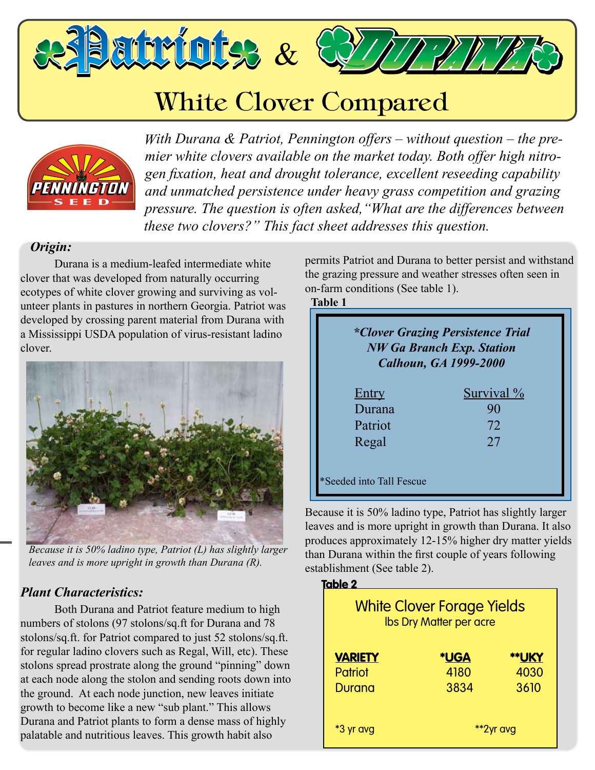# Patriot & Durana

## White Clover Compared

*With Durana & Patriot, Pennington offers – without question – the premier white clovers available on the market today. Both offer high nitrogen fixation, heat and drought tolerance, excellent reseeding capability and unmatched persistence under heavy grass competition and grazing pressure. The question is often asked, "What are the differences between these two clovers?" This fact sheet addresses this question.*

### *Origin:*

Durana is a medium-leafed intermediate white clover that was developed from naturally occurring ecotypes of white clover growing and surviving as volunteer plants in pastures in northern Georgia. Patriot was developed by crossing parent material from Durana with a Mississippi USDA population of virus-resistant ladino clover.

*Because it is 50% ladino type, Patriot (L) has slightly larger leaves and is more upright in growth than Durana (R).*

### *Plant Characteristics:*

Both Durana and Patriot feature medium to high numbers of stolons (97 stolons/sq.ft for Durana and 78 stolons/sq.ft. for Patriot compared to just 52 stolons/sq.ft. for regular ladino clovers such as Regal, Will, etc). These stolons spread prostrate along the ground "pinning" down at each node along the stolon and sending roots down into the ground. At each node junction, new leaves initiate growth to become like a new "sub plant." This allows Durana and Patriot plants to form a dense mass of highly palatable and nutritious leaves. This growth habit also permits Patriot and Durana to better persist and withstand the grazing pressure and weather stresses often seen in on-farm conditions (See table 1).

**Table 1**

***Clover Grazing Persistence Trial***
***NW Ga Branch Exp. Station***
***Calhoun, GA 1999-2000***

| Entry | Survival % |
|---|---|
| Durana | 90 |
| Patriot | 72 |
| Regal | 27 |

*Seeded into Tall Fescue

Because it is 50% ladino type, Patriot has slightly larger leaves and is more upright in growth than Durana. It also produces approximately 12-15% higher dry matter yields than Durana within the first couple of years following establishment (See table 2).

**Table 2**

**White Clover Forage Yields**
lbs Dry Matter per acre

| VARIETY | *UGA | **UKY |
|---|---|---|
| Patriot | 4180 | 4030 |
| Durana | 3834 | 3610 |

*3 yr avg **2yr avg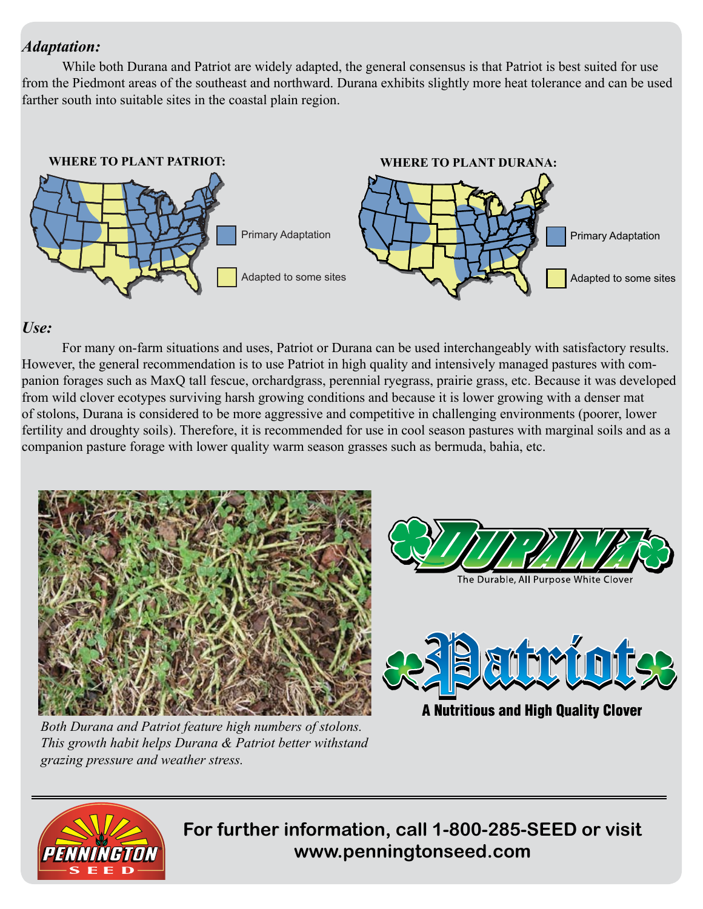### *Adaptation:*

While both Durana and Patriot are widely adapted, the general consensus is that Patriot is best suited for use from the Piedmont areas of the southeast and northward. Durana exhibits slightly more heat tolerance and can be used farther south into suitable sites in the coastal plain region.

**WHERE TO PLANT PATRIOT:**

Primary Adaptation

Adapted to some sites

**WHERE TO PLANT DURANA:**

Primary Adaptation

Adapted to some sites

### *Use:*

For many on-farm situations and uses, Patriot or Durana can be used interchangeably with satisfactory results. However, the general recommendation is to use Patriot in high quality and intensively managed pastures with companion forages such as MaxQ tall fescue, orchardgrass, perennial ryegrass, prairie grass, etc. Because it was developed from wild clover ecotypes surviving harsh growing conditions and because it is lower growing with a denser mat of stolons, Durana is considered to be more aggressive and competitive in challenging environments (poorer, lower fertility and droughty soils). Therefore, it is recommended for use in cool season pastures with marginal soils and as a companion pasture forage with lower quality warm season grasses such as bermuda, bahia, etc.

*Both Durana and Patriot feature high numbers of stolons. This growth habit helps Durana & Patriot better withstand grazing pressure and weather stress.*

DURANA

The Durable, All Purpose White Clover

Patriot

**A Nutritious and High Quality Clover**

PENNINGTON SEED

**For further information, call 1-800-285-SEED or visit www.penningtonseed.com**